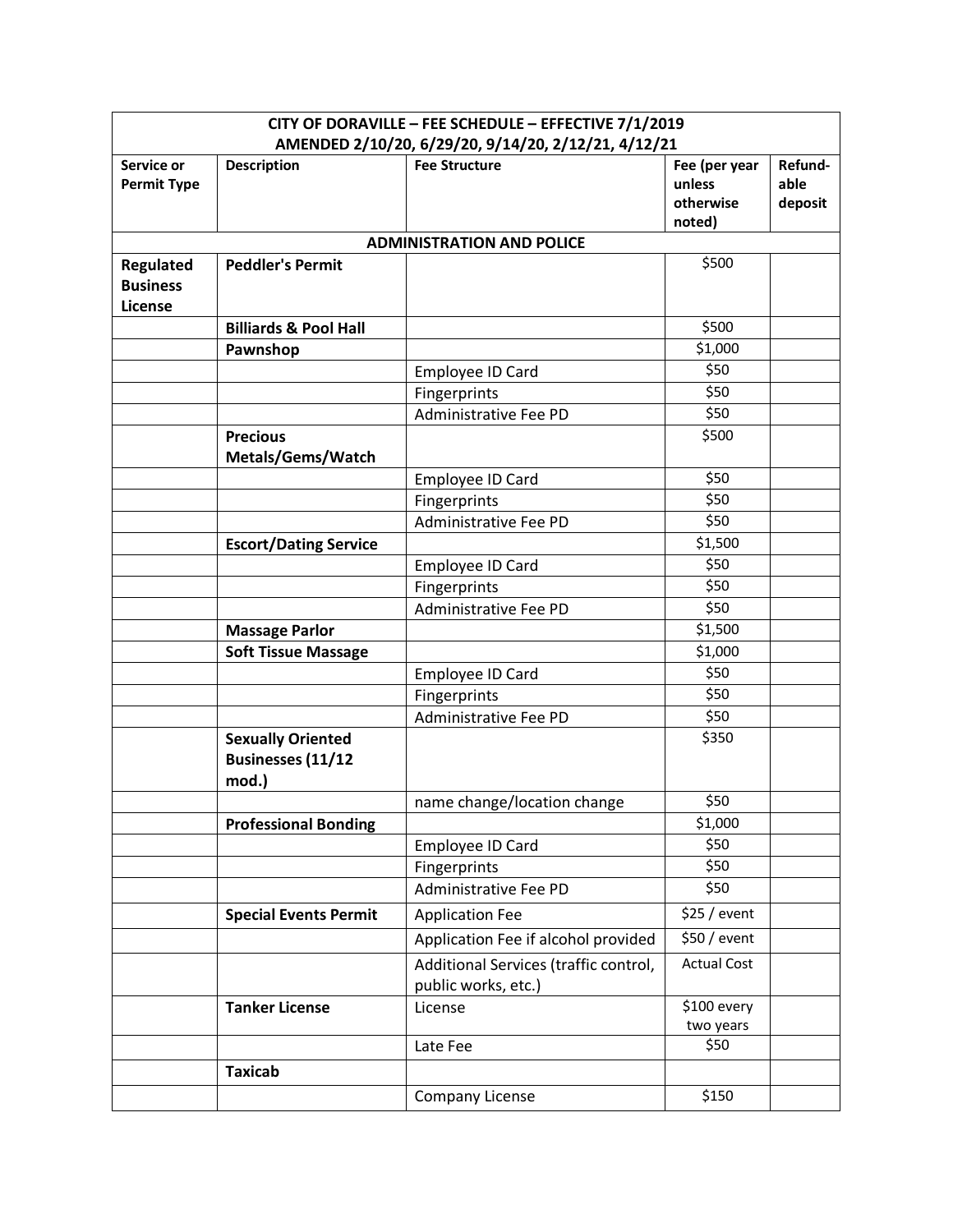| CITY OF DORAVILLE – FEE SCHEDULE – EFFECTIVE 7/1/2019<br>AMENDED 2/10/20, 6/29/20, 9/14/20, 2/12/21, 4/12/21 | | | | |
|---|---|---|---|---|
| **Service or Permit Type** | **Description** | **Fee Structure** | **Fee (per year unless otherwise noted)** | **Refund-able deposit** |
| **ADMINISTRATION AND POLICE** | | | | |
| **Regulated Business License** | **Peddler's Permit** | | $500 | |
| | **Billiards & Pool Hall** | | $500 | |
| | **Pawnshop** | | $1,000 | |
| | | Employee ID Card | $50 | |
| | | Fingerprints | $50 | |
| | | Administrative Fee PD | $50 | |
| | **Precious Metals/Gems/Watch** | | $500 | |
| | | Employee ID Card | $50 | |
| | | Fingerprints | $50 | |
| | | Administrative Fee PD | $50 | |
| | **Escort/Dating Service** | | $1,500 | |
| | | Employee ID Card | $50 | |
| | | Fingerprints | $50 | |
| | | Administrative Fee PD | $50 | |
| | **Massage Parlor** | | $1,500 | |
| | **Soft Tissue Massage** | | $1,000 | |
| | | Employee ID Card | $50 | |
| | | Fingerprints | $50 | |
| | | Administrative Fee PD | $50 | |
| | **Sexually Oriented Businesses (11/12 mod.)** | | $350 | |
| | | name change/location change | $50 | |
| | **Professional Bonding** | | $1,000 | |
| | | Employee ID Card | $50 | |
| | | Fingerprints | $50 | |
| | | Administrative Fee PD | $50 | |
| | **Special Events Permit** | Application Fee | $25 / event | |
| | | Application Fee if alcohol provided | $50 / event | |
| | | Additional Services (traffic control, public works, etc.) | Actual Cost | |
| | **Tanker License** | License | $100 every two years | |
| | | Late Fee | $50 | |
| | **Taxicab** | | | |
| | | Company License | $150 | |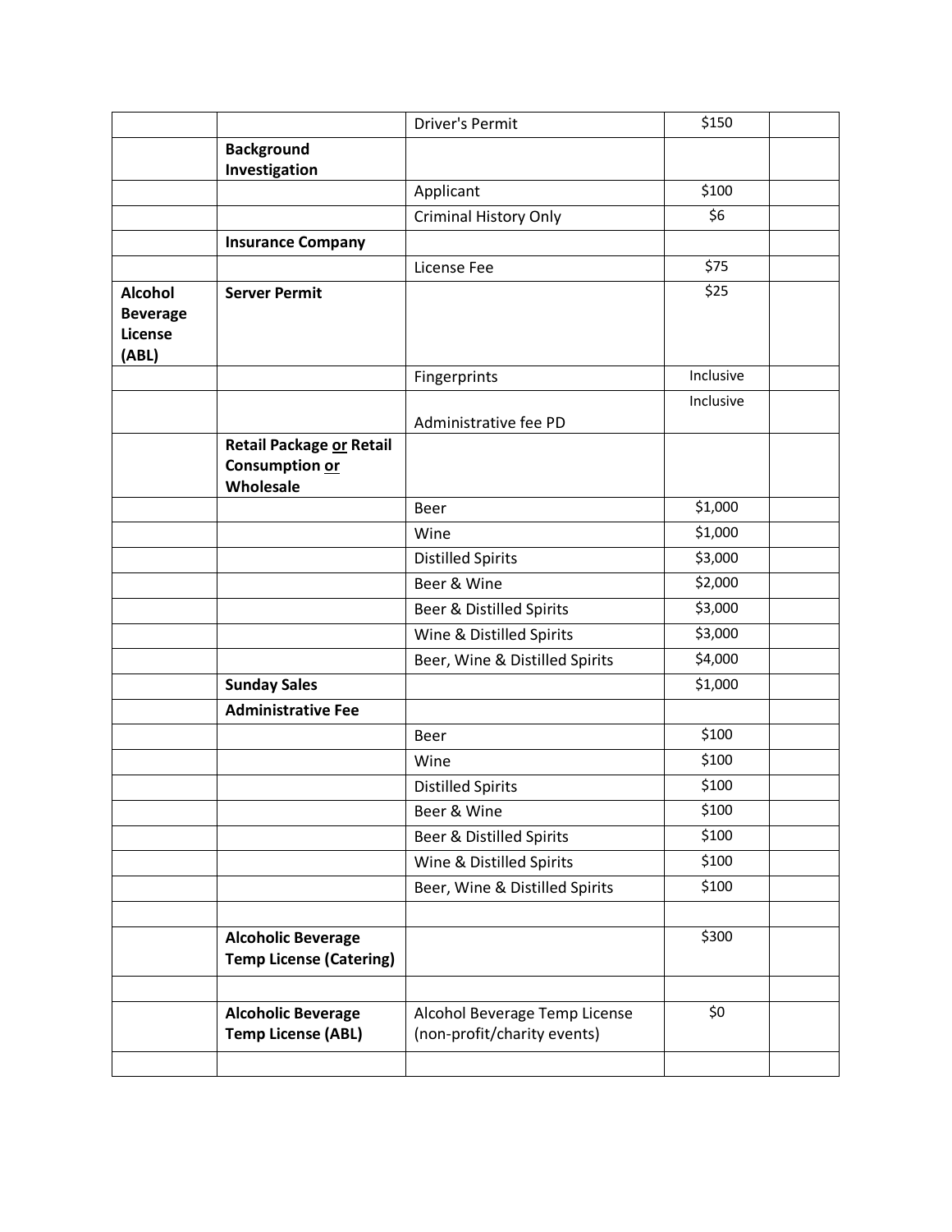| | | | | |
|---|---|---|---|---|
| | | Driver's Permit | $150 | |
| | **Background Investigation** | | | |
| | | Applicant | $100 | |
| | | Criminal History Only | $6 | |
| | **Insurance Company** | | | |
| | | License Fee | $75 | |
| **Alcohol Beverage License (ABL)** | **Server Permit** | | $25 | |
| | | Fingerprints | Inclusive | |
| | | Administrative fee PD | Inclusive | |
| | **Retail Package or Retail Consumption or Wholesale** | | | |
| | | Beer | $1,000 | |
| | | Wine | $1,000 | |
| | | Distilled Spirits | $3,000 | |
| | | Beer & Wine | $2,000 | |
| | | Beer & Distilled Spirits | $3,000 | |
| | | Wine & Distilled Spirits | $3,000 | |
| | | Beer, Wine & Distilled Spirits | $4,000 | |
| | **Sunday Sales** | | $1,000 | |
| | **Administrative Fee** | | | |
| | | Beer | $100 | |
| | | Wine | $100 | |
| | | Distilled Spirits | $100 | |
| | | Beer & Wine | $100 | |
| | | Beer & Distilled Spirits | $100 | |
| | | Wine & Distilled Spirits | $100 | |
| | | Beer, Wine & Distilled Spirits | $100 | |
| | | | | |
| | **Alcoholic Beverage Temp License (Catering)** | | $300 | |
| | | | | |
| | **Alcoholic Beverage Temp License (ABL)** | Alcohol Beverage Temp License (non-profit/charity events) | $0 | |
| | | | | |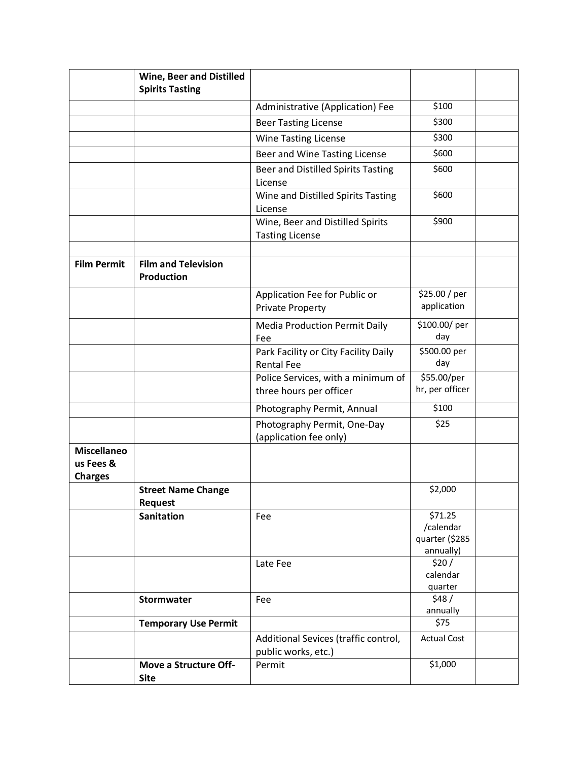| | | | | |
|---|---|---|---|---|
| | **Wine, Beer and Distilled Spirits Tasting** | | | |
| | | Administrative (Application) Fee | $100 | |
| | | Beer Tasting License | $300 | |
| | | Wine Tasting License | $300 | |
| | | Beer and Wine Tasting License | $600 | |
| | | Beer and Distilled Spirits Tasting License | $600 | |
| | | Wine and Distilled Spirits Tasting License | $600 | |
| | | Wine, Beer and Distilled Spirits Tasting License | $900 | |
| | | | | |
| **Film Permit** | **Film and Television Production** | | | |
| | | Application Fee for Public or Private Property | $25.00 / per application | |
| | | Media Production Permit Daily Fee | $100.00/ per day | |
| | | Park Facility or City Facility Daily Rental Fee | $500.00 per day | |
| | | Police Services, with a minimum of three hours per officer | $55.00/per hr, per officer | |
| | | Photography Permit, Annual | $100 | |
| | | Photography Permit, One-Day (application fee only) | $25 | |
| **Miscellaneous Fees & Charges** | | | | |
| | **Street Name Change Request** | | $2,000 | |
| | **Sanitation** | Fee | $71.25 /calendar quarter ($285 annually) | |
| | | Late Fee | $20 / calendar quarter | |
| | **Stormwater** | Fee | $48 / annually | |
| | **Temporary Use Permit** | | $75 | |
| | | Additional Sevices (traffic control, public works, etc.) | Actual Cost | |
| | **Move a Structure Off-Site** | Permit | $1,000 | |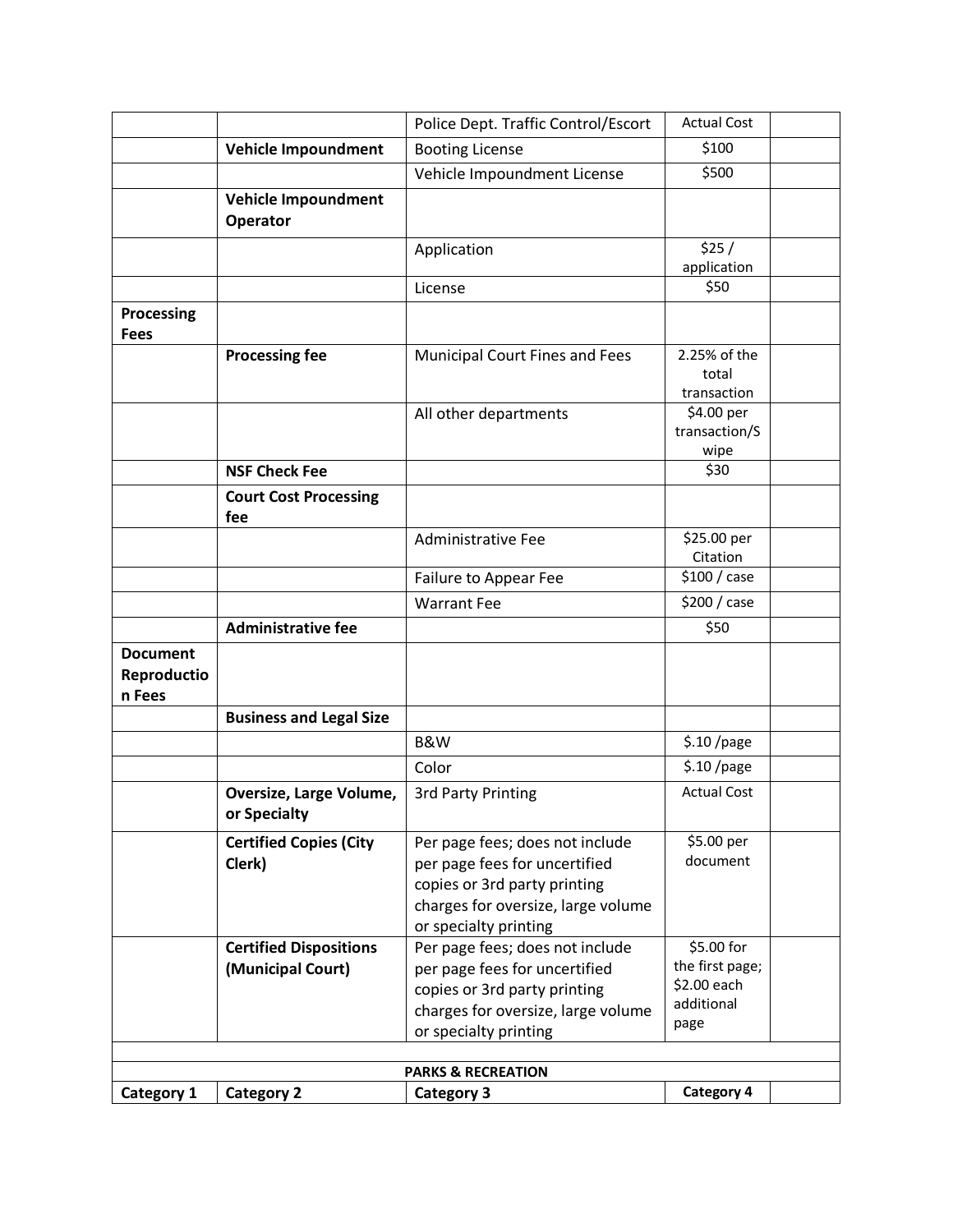| | | | | |
|---|---|---|---|---|
| | | Police Dept. Traffic Control/Escort | Actual Cost | |
| | **Vehicle Impoundment** | Booting License | $100 | |
| | | Vehicle Impoundment License | $500 | |
| | **Vehicle Impoundment Operator** | | | |
| | | Application | $25 / application | |
| | | License | $50 | |
| **Processing Fees** | | | | |
| | **Processing fee** | Municipal Court Fines and Fees | 2.25% of the total transaction | |
| | | All other departments | $4.00 per transaction/Swipe | |
| | **NSF Check Fee** | | $30 | |
| | **Court Cost Processing fee** | | | |
| | | Administrative Fee | $25.00 per Citation | |
| | | Failure to Appear Fee | $100 / case | |
| | | Warrant Fee | $200 / case | |
| | **Administrative fee** | | $50 | |
| **Document Reproduction Fees** | | | | |
| | **Business and Legal Size** | | | |
| | | B&W | $.10 /page | |
| | | Color | $.10 /page | |
| | **Oversize, Large Volume, or Specialty** | 3rd Party Printing | Actual Cost | |
| | **Certified Copies (City Clerk)** | Per page fees; does not include per page fees for uncertified copies or 3rd party printing charges for oversize, large volume or specialty printing | $5.00 per document | |
| | **Certified Dispositions (Municipal Court)** | Per page fees; does not include per page fees for uncertified copies or 3rd party printing charges for oversize, large volume or specialty printing | $5.00 for the first page; $2.00 each additional page | |
| | | | | |
| **PARKS & RECREATION** | | | | |
| **Category 1** | **Category 2** | **Category 3** | **Category 4** | |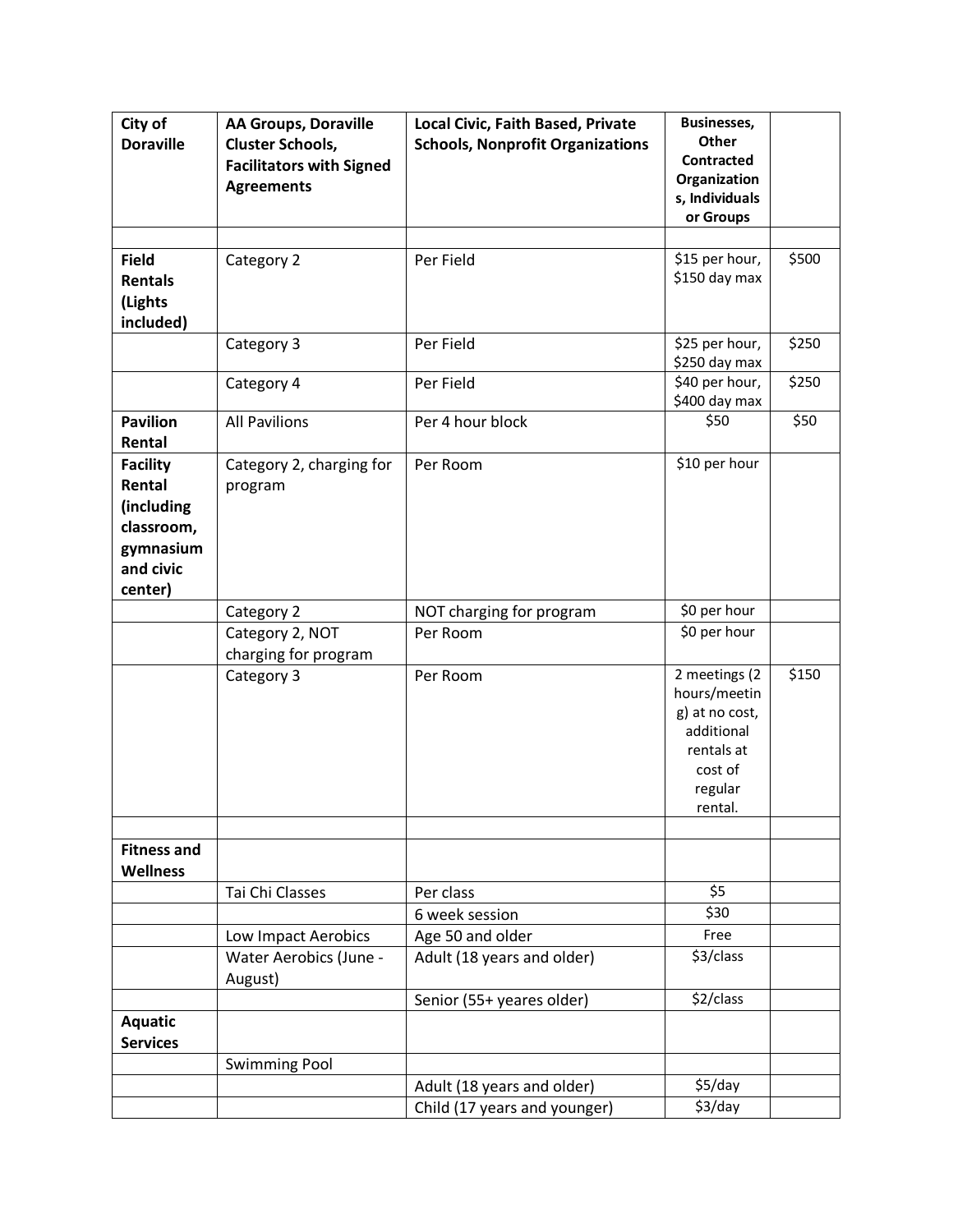| **City of Doraville** | **AA Groups, Doraville Cluster Schools, Facilitators with Signed Agreements** | **Local Civic, Faith Based, Private Schools, Nonprofit Organizations** | **Businesses, Other Contracted Organizations, Individuals or Groups** | |
|---|---|---|---|---|
| | | | | |
| **Field Rentals (Lights included)** | Category 2 | Per Field | $15 per hour, $150 day max | $500 |
| | Category 3 | Per Field | $25 per hour, $250 day max | $250 |
| | Category 4 | Per Field | $40 per hour, $400 day max | $250 |
| **Pavilion Rental** | All Pavilions | Per 4 hour block | $50 | $50 |
| **Facility Rental (including classroom, gymnasium and civic center)** | Category 2, charging for program | Per Room | $10 per hour | |
| | Category 2 | NOT charging for program | $0 per hour | |
| | Category 2, NOT charging for program | Per Room | $0 per hour | |
| | Category 3 | Per Room | 2 meetings (2 hours/meeting) at no cost, additional rentals at cost of regular rental. | $150 |
| | | | | |
| **Fitness and Wellness** | | | | |
| | Tai Chi Classes | Per class | $5 | |
| | | 6 week session | $30 | |
| | Low Impact Aerobics | Age 50 and older | Free | |
| | Water Aerobics (June - August) | Adult (18 years and older) | $3/class | |
| | | Senior (55+ yeares older) | $2/class | |
| **Aquatic Services** | | | | |
| | Swimming Pool | | | |
| | | Adult (18 years and older) | $5/day | |
| | | Child (17 years and younger) | $3/day | |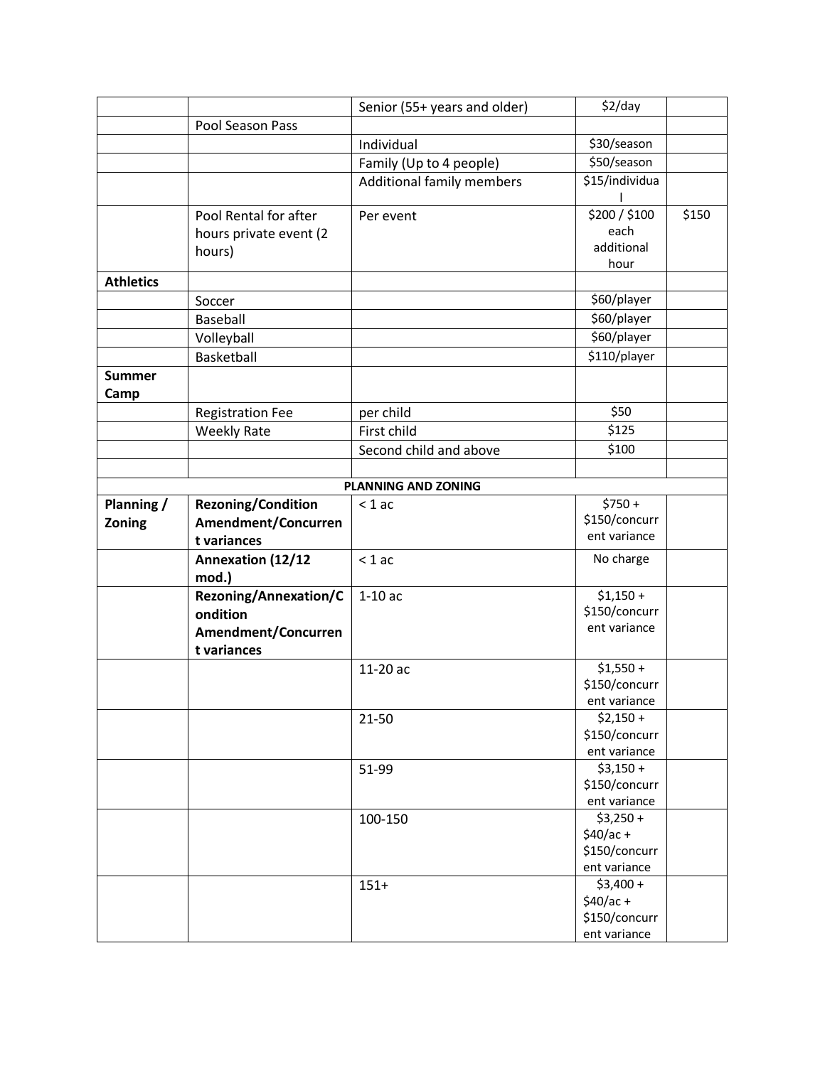| | | | | |
|---|---|---|---|---|
| | | Senior (55+ years and older) | $2/day | |
| | Pool Season Pass | | | |
| | | Individual | $30/season | |
| | | Family (Up to 4 people) | $50/season | |
| | | Additional family members | $15/individual | |
| | Pool Rental for after hours private event (2 hours) | Per event | $200 / $100 each additional hour | $150 |
| **Athletics** | | | | |
| | Soccer | | $60/player | |
| | Baseball | | $60/player | |
| | Volleyball | | $60/player | |
| | Basketball | | $110/player | |
| **Summer Camp** | | | | |
| | Registration Fee | per child | $50 | |
| | Weekly Rate | First child | $125 | |
| | | Second child and above | $100 | |
| | | | | |
| | | **PLANNING AND ZONING** | | |
| **Planning / Zoning** | **Rezoning/Condition Amendment/Concurrent variances** | < 1 ac | $750 + $150/concurrent variance | |
| | **Annexation (12/12 mod.)** | < 1 ac | No charge | |
| | **Rezoning/Annexation/Condition Amendment/Concurrent variances** | 1-10 ac | $1,150 + $150/concurrent variance | |
| | | 11-20 ac | $1,550 + $150/concurrent variance | |
| | | 21-50 | $2,150 + $150/concurrent variance | |
| | | 51-99 | $3,150 + $150/concurrent variance | |
| | | 100-150 | $3,250 + $40/ac + $150/concurrent variance | |
| | | 151+ | $3,400 + $40/ac + $150/concurrent variance | |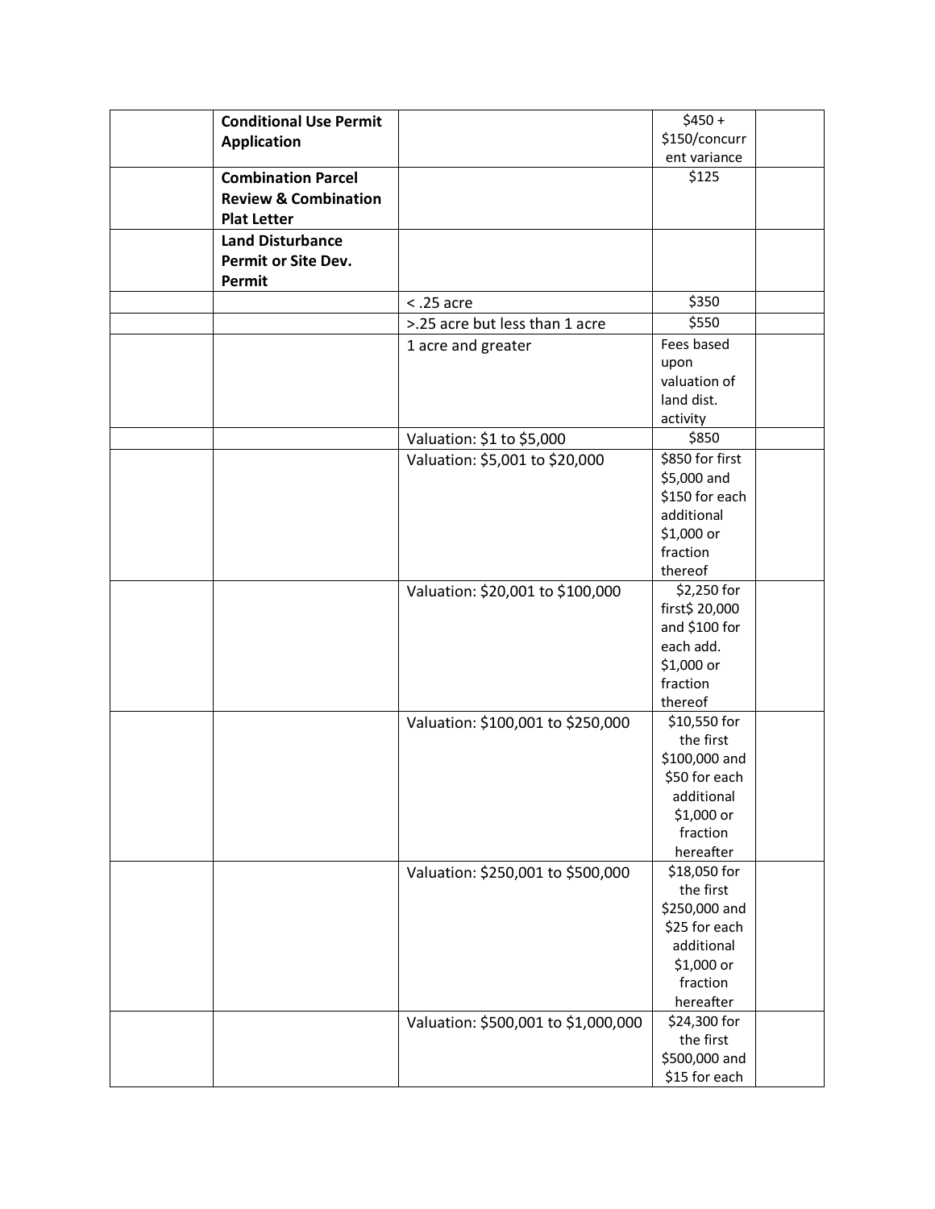| | | | | |
|---|---|---|---|---|
| | **Conditional Use Permit Application** | | $450 + $150/concurrent variance | |
| | **Combination Parcel Review & Combination Plat Letter** | | $125 | |
| | **Land Disturbance Permit or Site Dev. Permit** | | | |
| | | < .25 acre | $350 | |
| | | >.25 acre but less than 1 acre | $550 | |
| | | 1 acre and greater | Fees based upon valuation of land dist. activity | |
| | | Valuation: $1 to $5,000 | $850 | |
| | | Valuation: $5,001 to $20,000 | $850 for first $5,000 and $150 for each additional $1,000 or fraction thereof | |
| | | Valuation: $20,001 to $100,000 | $2,250 for first$ 20,000 and $100 for each add. $1,000 or fraction thereof | |
| | | Valuation: $100,001 to $250,000 | $10,550 for the first $100,000 and $50 for each additional $1,000 or fraction hereafter | |
| | | Valuation: $250,001 to $500,000 | $18,050 for the first $250,000 and $25 for each additional $1,000 or fraction hereafter | |
| | | Valuation: $500,001 to $1,000,000 | $24,300 for the first $500,000 and $15 for each | |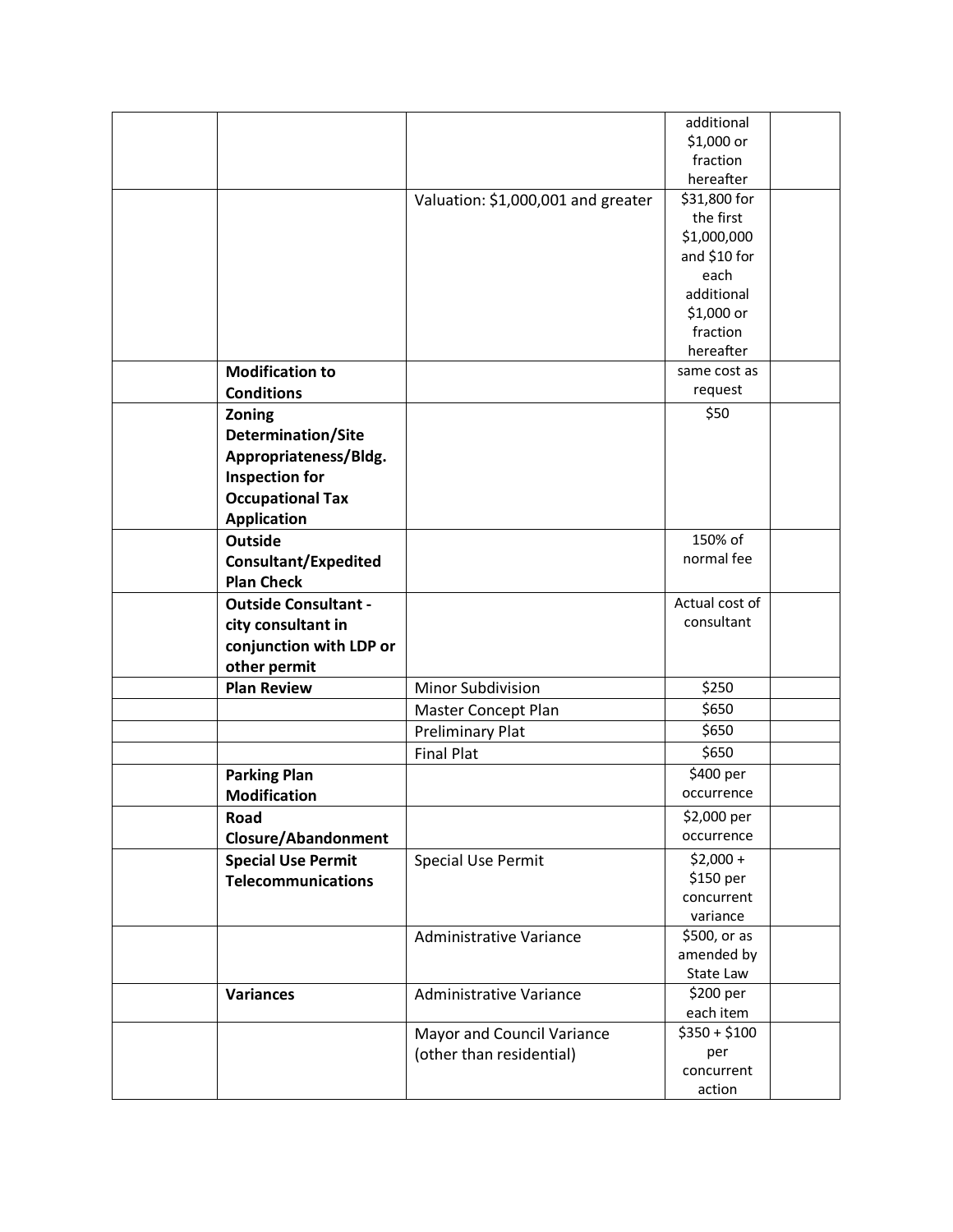| | | | | |
|---|---|---|---|---|
| | | | additional $1,000 or fraction hereafter | |
| | | Valuation: $1,000,001 and greater | $31,800 for the first $1,000,000 and $10 for each additional $1,000 or fraction hereafter | |
| | **Modification to Conditions** | | same cost as request | |
| | **Zoning Determination/Site Appropriateness/Bldg. Inspection for Occupational Tax Application** | | $50 | |
| | **Outside Consultant/Expedited Plan Check** | | 150% of normal fee | |
| | **Outside Consultant - city consultant in conjunction with LDP or other permit** | | Actual cost of consultant | |
| | **Plan Review** | Minor Subdivision | $250 | |
| | | Master Concept Plan | $650 | |
| | | Preliminary Plat | $650 | |
| | | Final Plat | $650 | |
| | **Parking Plan Modification** | | $400 per occurrence | |
| | **Road Closure/Abandonment** | | $2,000 per occurrence | |
| | **Special Use Permit Telecommunications** | Special Use Permit | $2,000 + $150 per concurrent variance | |
| | | Administrative Variance | $500, or as amended by State Law | |
| | **Variances** | Administrative Variance | $200 per each item | |
| | | Mayor and Council Variance (other than residential) | $350 + $100 per concurrent action | |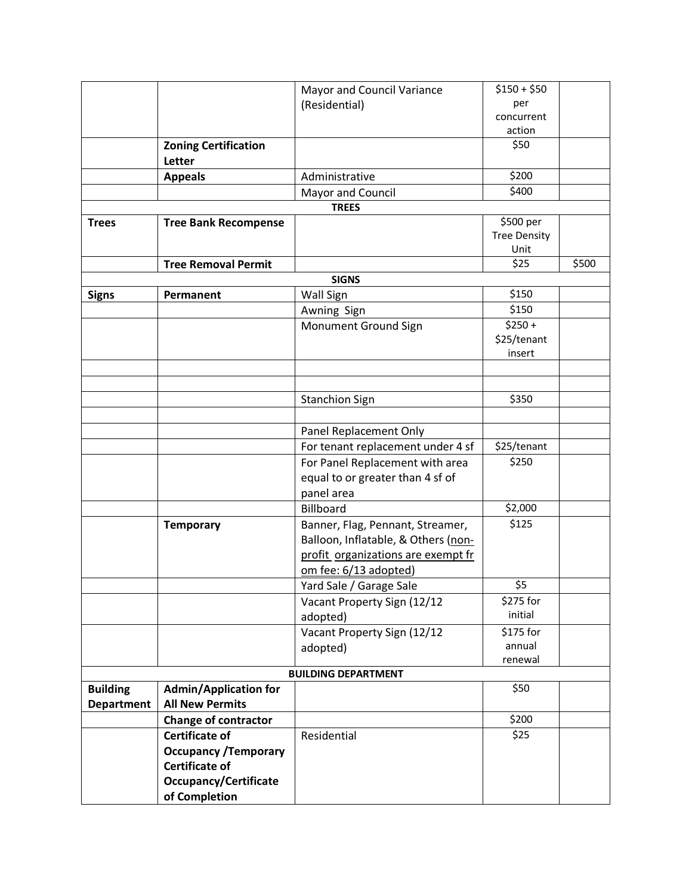| | | | | |
|---|---|---|---|---|
| | | Mayor and Council Variance (Residential) | $150 + $50 per concurrent action | |
| | **Zoning Certification Letter** | | $50 | |
| | **Appeals** | Administrative | $200 | |
| | | Mayor and Council | $400 | |
| | | **TREES** | | |
| **Trees** | **Tree Bank Recompense** | | $500 per Tree Density Unit | |
| | **Tree Removal Permit** | | $25 | $500 |
| | | **SIGNS** | | |
| **Signs** | **Permanent** | Wall Sign | $150 | |
| | | Awning Sign | $150 | |
| | | Monument Ground Sign | $250 + $25/tenant insert | |
| | | | | |
| | | | | |
| | | Stanchion Sign | $350 | |
| | | | | |
| | | Panel Replacement Only | | |
| | | For tenant replacement under 4 sf | $25/tenant | |
| | | For Panel Replacement with area equal to or greater than 4 sf of panel area | $250 | |
| | | Billboard | $2,000 | |
| | **Temporary** | Banner, Flag, Pennant, Streamer, Balloon, Inflatable, & Others (non-profit organizations are exempt from fee: 6/13 adopted) | $125 | |
| | | Yard Sale / Garage Sale | $5 | |
| | | Vacant Property Sign (12/12 adopted) | $275 for initial | |
| | | Vacant Property Sign (12/12 adopted) | $175 for annual renewal | |
| | | **BUILDING DEPARTMENT** | | |
| **Building Department** | **Admin/Application for All New Permits** | | $50 | |
| | **Change of contractor** | | $200 | |
| | **Certificate of Occupancy /Temporary Certificate of Occupancy/Certificate of Completion** | Residential | $25 | |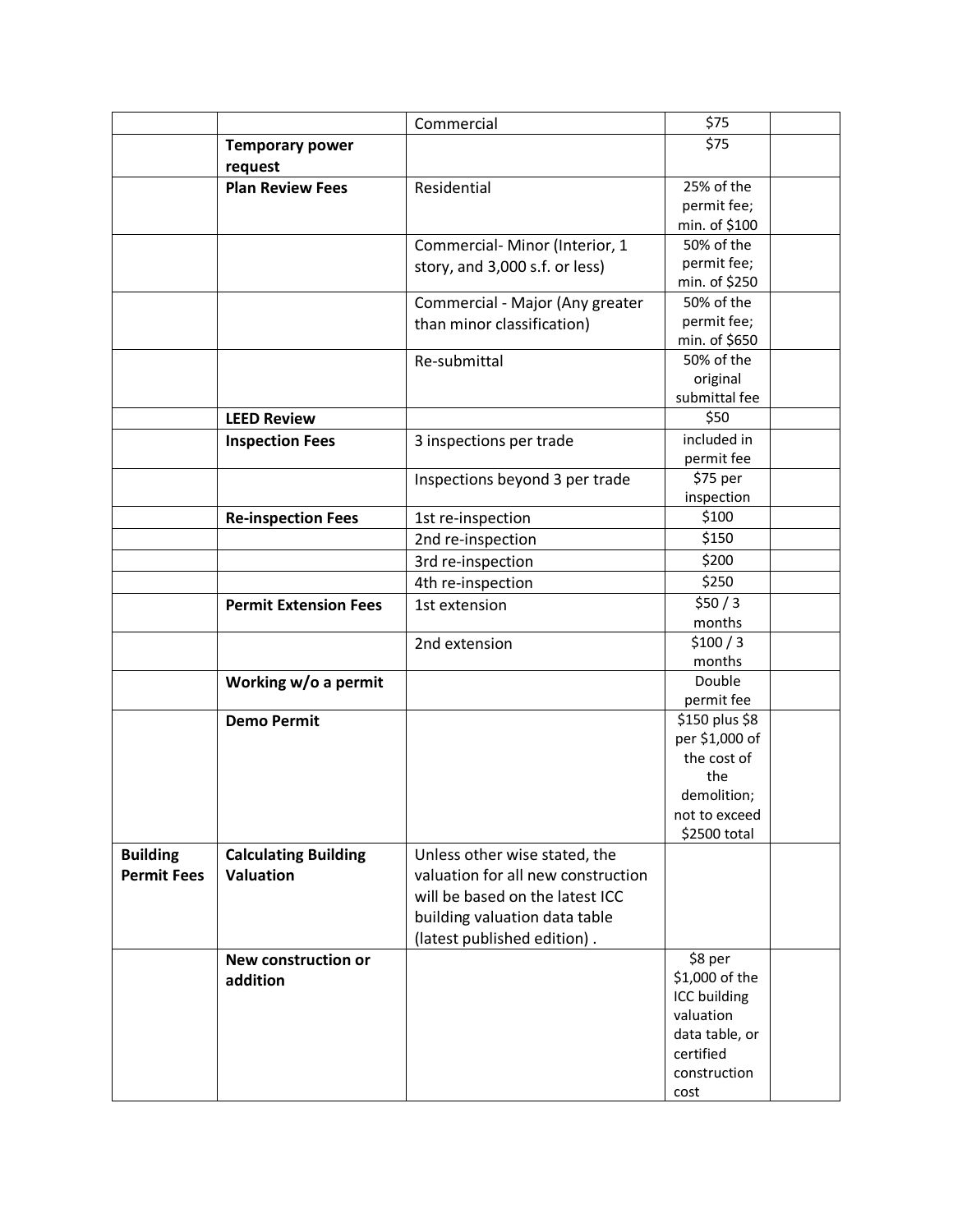| | | | | |
|---|---|---|---|---|
| | | Commercial | $75 | |
| | **Temporary power request** | | $75 | |
| | **Plan Review Fees** | Residential | 25% of the permit fee; min. of $100 | |
| | | Commercial- Minor (Interior, 1 story, and 3,000 s.f. or less) | 50% of the permit fee; min. of $250 | |
| | | Commercial - Major (Any greater than minor classification) | 50% of the permit fee; min. of $650 | |
| | | Re-submittal | 50% of the original submittal fee | |
| | **LEED Review** | | $50 | |
| | **Inspection Fees** | 3 inspections per trade | included in permit fee | |
| | | Inspections beyond 3 per trade | $75 per inspection | |
| | **Re-inspection Fees** | 1st re-inspection | $100 | |
| | | 2nd re-inspection | $150 | |
| | | 3rd re-inspection | $200 | |
| | | 4th re-inspection | $250 | |
| | **Permit Extension Fees** | 1st extension | $50 / 3 months | |
| | | 2nd extension | $100 / 3 months | |
| | **Working w/o a permit** | | Double permit fee | |
| | **Demo Permit** | | $150 plus $8 per $1,000 of the cost of the demolition; not to exceed $2500 total | |
| **Building Permit Fees** | **Calculating Building Valuation** | Unless other wise stated, the valuation for all new construction will be based on the latest ICC building valuation data table (latest published edition) . | | |
| | **New construction or addition** | | $8 per $1,000 of the ICC building valuation data table, or certified construction cost | |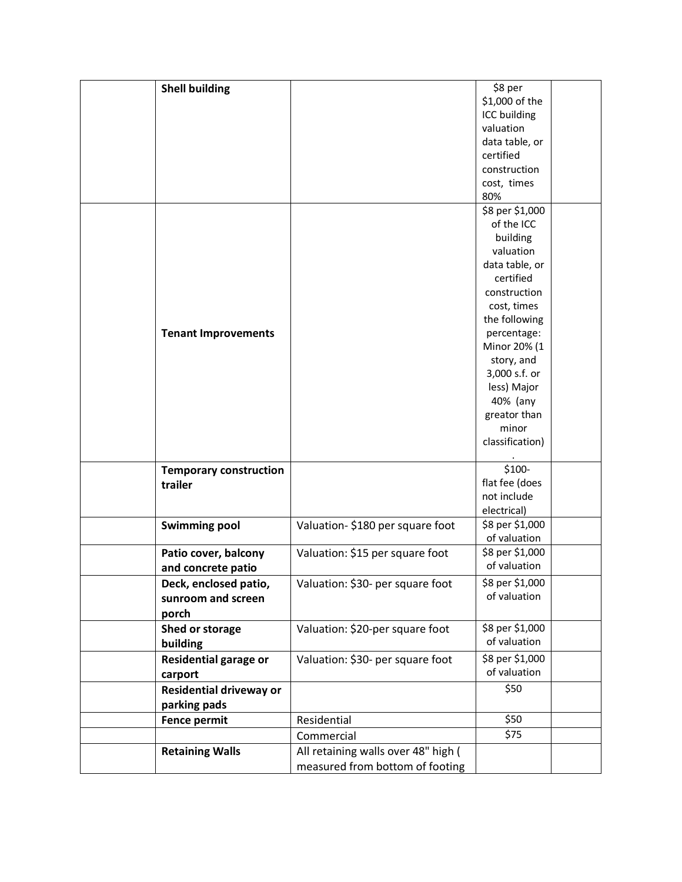| | | | | |
|---|---|---|---|---|
| | **Shell building** | | $8 per $1,000 of the ICC building valuation data table, or certified construction cost, times 80% | |
| | **Tenant Improvements** | | $8 per $1,000 of the ICC building valuation data table, or certified construction cost, times the following percentage: Minor 20% (1 story, and 3,000 s.f. or less) Major 40% (any greator than minor classification). | |
| | **Temporary construction trailer** | | $100- flat fee (does not include electrical) | |
| | **Swimming pool** | Valuation- $180 per square foot | $8 per $1,000 of valuation | |
| | **Patio cover, balcony and concrete patio** | Valuation: $15 per square foot | $8 per $1,000 of valuation | |
| | **Deck, enclosed patio, sunroom and screen porch** | Valuation: $30- per square foot | $8 per $1,000 of valuation | |
| | **Shed or storage building** | Valuation: $20-per square foot | $8 per $1,000 of valuation | |
| | **Residential garage or carport** | Valuation: $30- per square foot | $8 per $1,000 of valuation | |
| | **Residential driveway or parking pads** | | $50 | |
| | **Fence permit** | Residential | $50 | |
| | | Commercial | $75 | |
| | **Retaining Walls** | All retaining walls over 48" high ( measured from bottom of footing | | |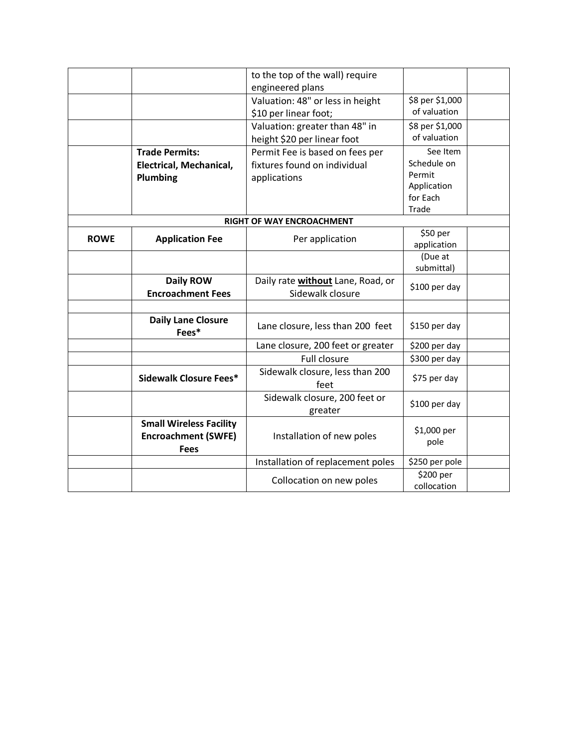| | | | | |
|---|---|---|---|---|
| | | to the top of the wall) require engineered plans | | |
| | | Valuation: 48" or less in height $10 per linear foot; | $8 per $1,000 of valuation | |
| | | Valuation: greater than 48" in height $20 per linear foot | $8 per $1,000 of valuation | |
| | **Trade Permits: Electrical, Mechanical, Plumbing** | Permit Fee is based on fees per fixtures found on individual applications | See Item Schedule on Permit Application for Each Trade | |
| | | **RIGHT OF WAY ENCROACHMENT** | | |
| **ROWE** | **Application Fee** | Per application | $50 per application | |
| | | | (Due at submittal) | |
| | **Daily ROW Encroachment Fees** | Daily rate **<u>without</u>** Lane, Road, or Sidewalk closure | $100 per day | |
| | | | | |
| | **Daily Lane Closure Fees*** | Lane closure, less than 200 feet | $150 per day | |
| | | Lane closure, 200 feet or greater | $200 per day | |
| | | Full closure | $300 per day | |
| | **Sidewalk Closure Fees*** | Sidewalk closure, less than 200 feet | $75 per day | |
| | | Sidewalk closure, 200 feet or greater | $100 per day | |
| | **Small Wireless Facility Encroachment (SWFE) Fees** | Installation of new poles | $1,000 per pole | |
| | | Installation of replacement poles | $250 per pole | |
| | | Collocation on new poles | $200 per collocation | |